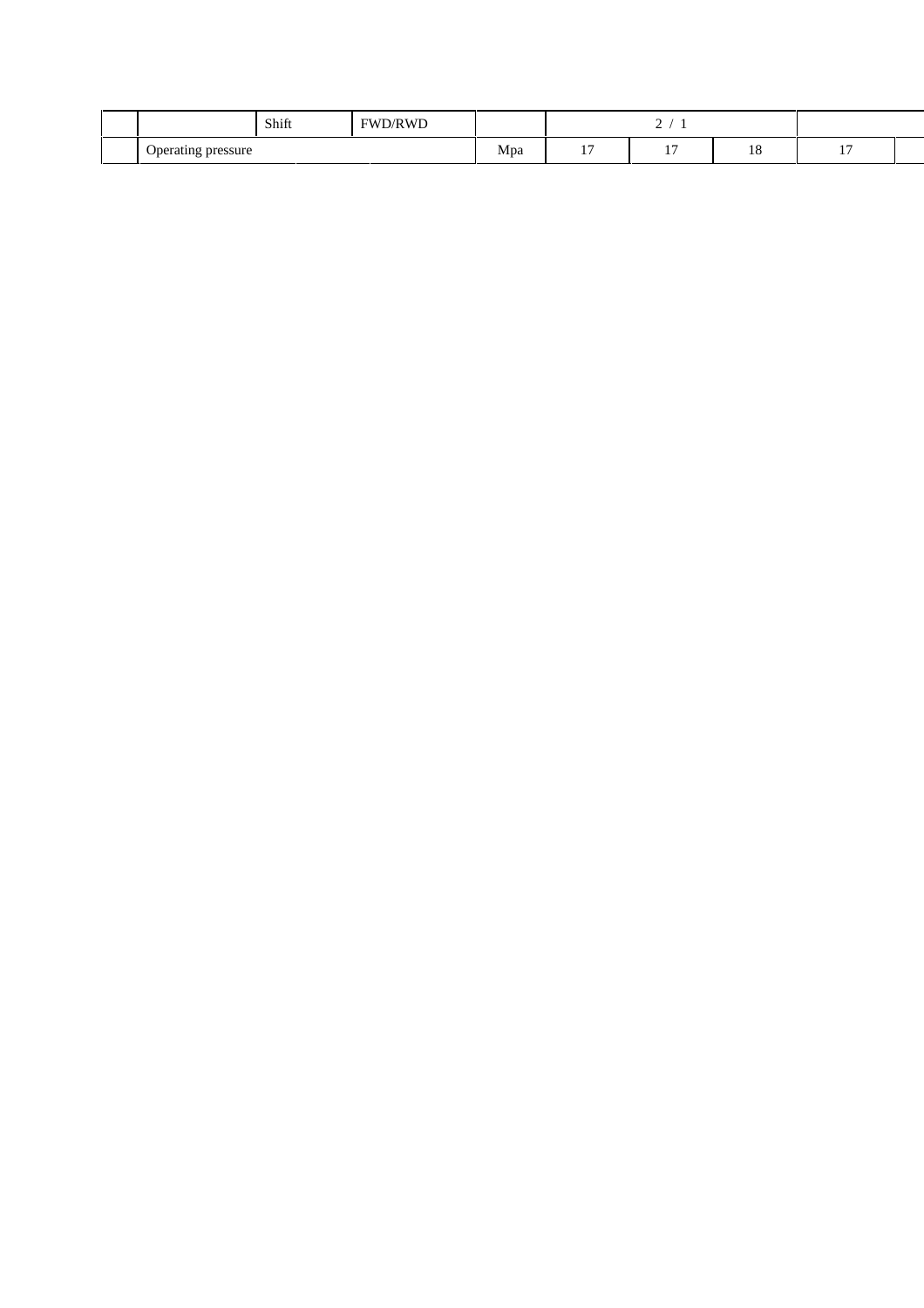|  |  | Shift | FWD/RWD |  | 2 / 1 |  |  |  |  |
|---|---|---|---|---|---|---|---|---|---|
|  | Operating pressure |  |  | Mpa | 17 | 17 | 18 | 17 |  |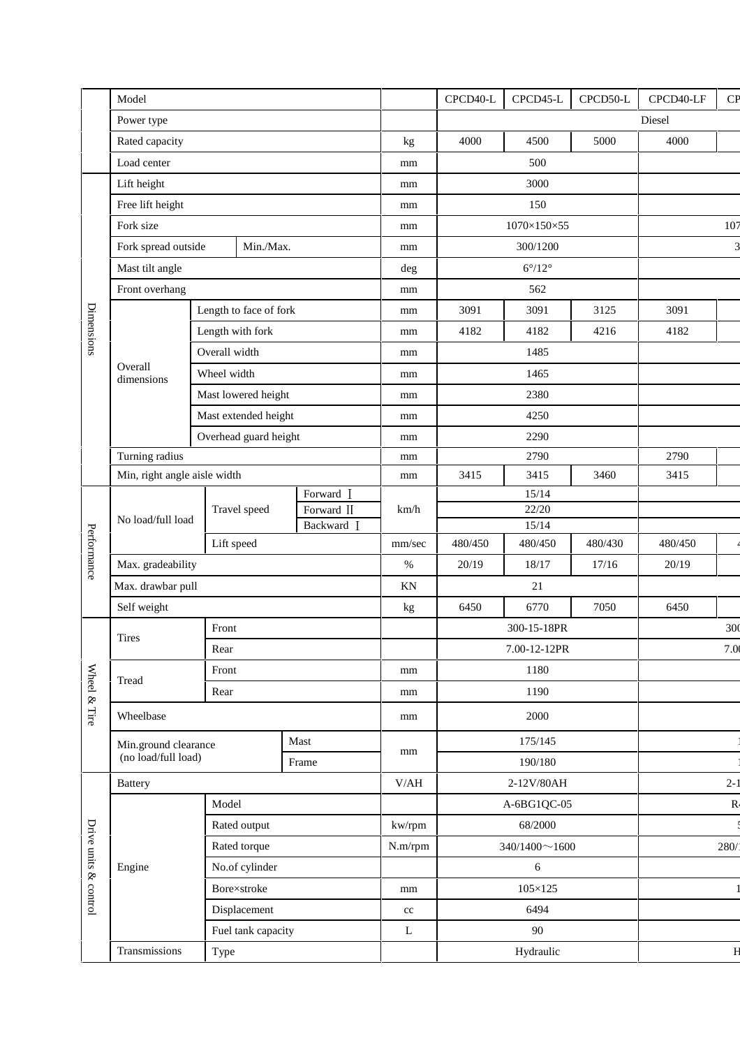| | Model | | | | CPCD40-L | CPCD45-L | CPCD50-L | CPCD40-LF | CP |
|---|---|---|---|---|---|---|---|---|---|
| | Power type | | | | | | | Diesel | |
| | Rated capacity | | | kg | 4000 | 4500 | 5000 | 4000 | |
| | Load center | | | mm | | 500 | | | |
| Dimensions | Lift height | | | mm | | 3000 | | | |
| | Free lift height | | | mm | | 150 | | | |
| | Fork size | | | mm | | 1070×150×55 | | | 107 |
| | Fork spread outside | Min./Max. | | mm | | 300/1200 | | | 3 |
| | Mast tilt angle | | | deg | | 6°/12° | | | |
| | Front overhang | | | mm | | 562 | | | |
| | Overall dimensions | Length to face of fork | | mm | 3091 | 3091 | 3125 | 3091 | |
| | | Length with fork | | mm | 4182 | 4182 | 4216 | 4182 | |
| | | Overall width | | mm | | 1485 | | | |
| | | Wheel width | | mm | | 1465 | | | |
| | | Mast lowered height | | mm | | 2380 | | | |
| | | Mast extended height | | mm | | 4250 | | | |
| | | Overhead guard height | | mm | | 2290 | | | |
| | Turning radius | | | mm | | 2790 | | 2790 | |
| | Min, right angle aisle width | | | mm | 3415 | 3415 | 3460 | 3415 | |
| Performance | No load/full load | Travel speed | Forward Ⅰ | km/h | | 15/14 | | | |
| | | | Forward Ⅱ | | | 22/20 | | | |
| | | | Backward Ⅰ | | | 15/14 | | | |
| | | Lift speed | | mm/sec | 480/450 | 480/450 | 480/430 | 480/450 | 4 |
| | Max. gradeability | | | % | 20/19 | 18/17 | 17/16 | 20/19 | |
| | Max. drawbar pull | | | KN | | 21 | | | |
| | Self weight | | | kg | 6450 | 6770 | 7050 | 6450 | |
| Wheel & Tire | Tires | Front | | | | 300-15-18PR | | | 300 |
| | | Rear | | | | 7.00-12-12PR | | | 7.0 |
| | Tread | Front | | mm | | 1180 | | | |
| | | Rear | | mm | | 1190 | | | |
| | Wheelbase | | | mm | | 2000 | | | |
| | Min.ground clearance (no load/full load) | | Mast | mm | | 175/145 | | | 1 |
| | | | Frame | | | 190/180 | | | 1 |
| Drive units & control | Battery | | | V/AH | | 2-12V/80AH | | | 2-1 |
| | Engine | Model | | | | A-6BG1QC-05 | | | R |
| | | Rated output | | kw/rpm | | 68/2000 | | | 5 |
| | | Rated torque | | N.m/rpm | | 340/1400～1600 | | | 280/ |
| | | No.of cylinder | | | | 6 | | | |
| | | Bore×stroke | | mm | | 105×125 | | | 1 |
| | | Displacement | | cc | | 6494 | | | |
| | | Fuel tank capacity | | L | | 90 | | | |
| | Transmissions | Type | | | | Hydraulic | | | H |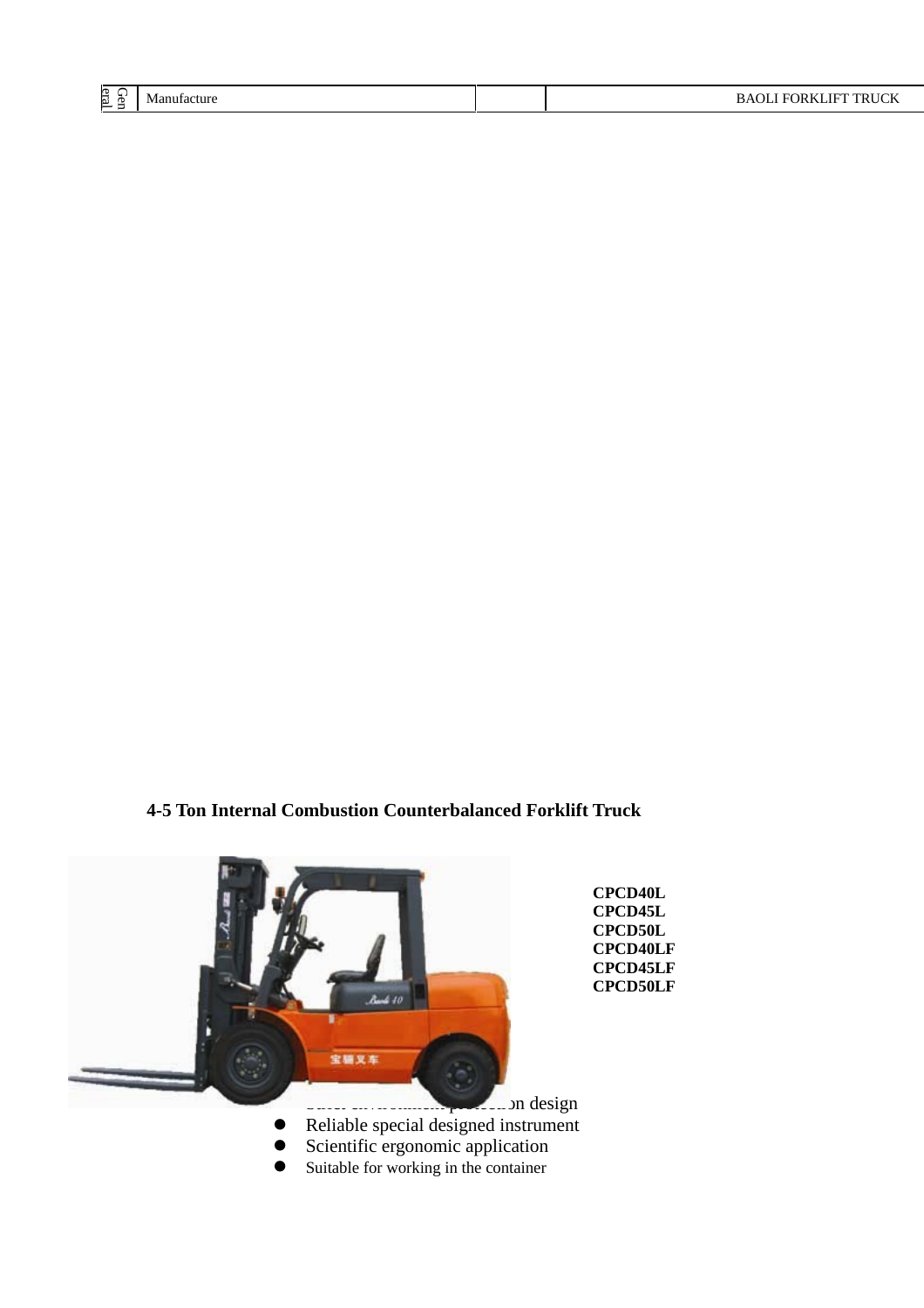| Gen eral | Manufacture | | BAOLI FORKLIFT TRUCK |
|---|---|---|---|

**4-5 Ton Internal Combustion Counterbalanced Forklift Truck**

**CPCD40L**
**CPCD45L**
**CPCD50L**
**CPCD40LF**
**CPCD45LF**
**CPCD50LF**

- ...on design
- Reliable special designed instrument
- Scientific ergonomic application
- Suitable for working in the container